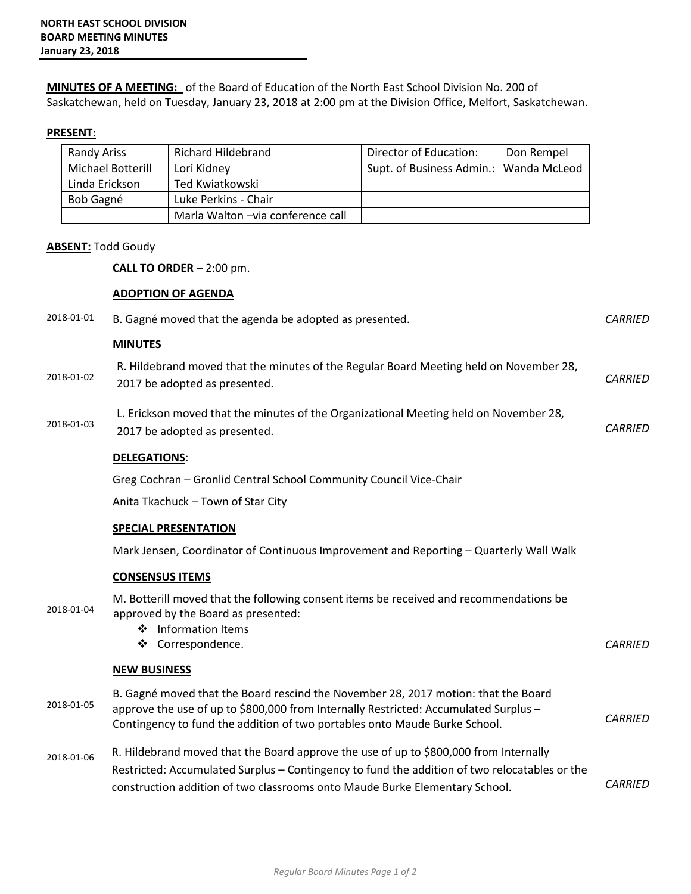**NORTH EAST SCHOOL DIVISION**
**BOARD MEETING MINUTES**
**January 23, 2018**

**MINUTES OF A MEETING:** of the Board of Education of the North East School Division No. 200 of Saskatchewan, held on Tuesday, January 23, 2018 at 2:00 pm at the Division Office, Melfort, Saskatchewan.

**PRESENT:**

| | | |
|---|---|---|
| Randy Ariss | Richard Hildebrand | Director of Education: Don Rempel |
| Michael Botterill | Lori Kidney | Supt. of Business Admin.: Wanda McLeod |
| Linda Erickson | Ted Kwiatkowski | |
| Bob Gagné | Luke Perkins - Chair | |
| | Marla Walton –via conference call | |

**ABSENT:** Todd Goudy

**CALL TO ORDER** – 2:00 pm.

**ADOPTION OF AGENDA**

2018-01-01 B. Gagné moved that the agenda be adopted as presented. *CARRIED*

**MINUTES**

2018-01-02 R. Hildebrand moved that the minutes of the Regular Board Meeting held on November 28, 2017 be adopted as presented. *CARRIED*

2018-01-03 L. Erickson moved that the minutes of the Organizational Meeting held on November 28, 2017 be adopted as presented. *CARRIED*

**DELEGATIONS**:

Greg Cochran – Gronlid Central School Community Council Vice-Chair

Anita Tkachuck – Town of Star City

**SPECIAL PRESENTATION**

Mark Jensen, Coordinator of Continuous Improvement and Reporting – Quarterly Wall Walk

**CONSENSUS ITEMS**

2018-01-04 M. Botterill moved that the following consent items be received and recommendations be approved by the Board as presented:

- Information Items
- Correspondence.

*CARRIED*

**NEW BUSINESS**

2018-01-05 B. Gagné moved that the Board rescind the November 28, 2017 motion: that the Board approve the use of up to $800,000 from Internally Restricted: Accumulated Surplus – Contingency to fund the addition of two portables onto Maude Burke School. *CARRIED*

2018-01-06 R. Hildebrand moved that the Board approve the use of up to $800,000 from Internally Restricted: Accumulated Surplus – Contingency to fund the addition of two relocatables or the construction addition of two classrooms onto Maude Burke Elementary School. *CARRIED*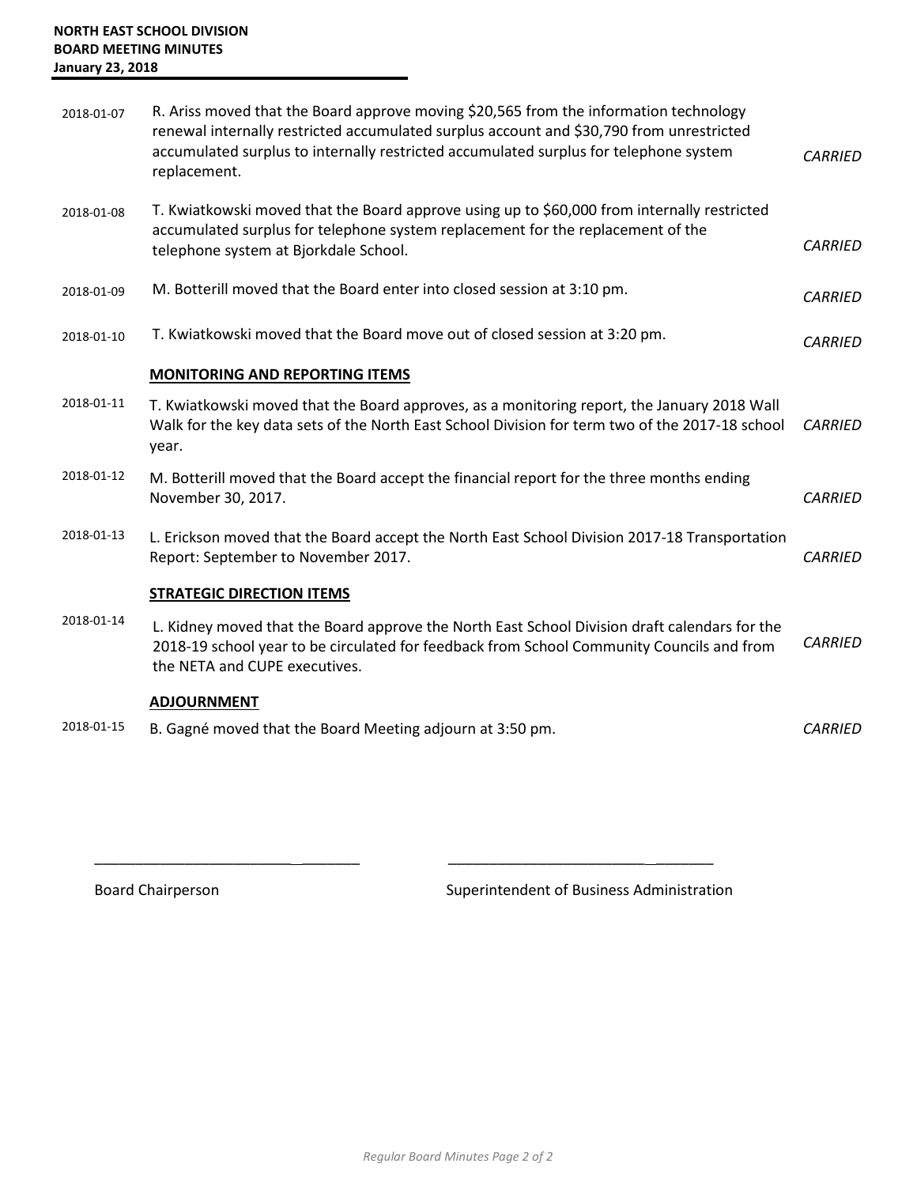| | | |
|---|---|---|
| 2018-01-07 | R. Ariss moved that the Board approve moving $20,565 from the information technology renewal internally restricted accumulated surplus account and $30,790 from unrestricted accumulated surplus to internally restricted accumulated surplus for telephone system replacement. | *CARRIED* |
| 2018-01-08 | T. Kwiatkowski moved that the Board approve using up to $60,000 from internally restricted accumulated surplus for telephone system replacement for the replacement of the telephone system at Bjorkdale School. | *CARRIED* |
| 2018-01-09 | M. Botterill moved that the Board enter into closed session at 3:10 pm. | *CARRIED* |
| 2018-01-10 | T. Kwiatkowski moved that the Board move out of closed session at 3:20 pm. | *CARRIED* |

**MONITORING AND REPORTING ITEMS**

| | | |
|---|---|---|
| 2018-01-11 | T. Kwiatkowski moved that the Board approves, as a monitoring report, the January 2018 Wall Walk for the key data sets of the North East School Division for term two of the 2017-18 school year. | *CARRIED* |
| 2018-01-12 | M. Botterill moved that the Board accept the financial report for the three months ending November 30, 2017. | *CARRIED* |
| 2018-01-13 | L. Erickson moved that the Board accept the North East School Division 2017-18 Transportation Report: September to November 2017. | *CARRIED* |

**STRATEGIC DIRECTION ITEMS**

| | | |
|---|---|---|
| 2018-01-14 | L. Kidney moved that the Board approve the North East School Division draft calendars for the 2018-19 school year to be circulated for feedback from School Community Councils and from the NETA and CUPE executives. | *CARRIED* |

**ADJOURNMENT**

| | | |
|---|---|---|
| 2018-01-15 | B. Gagné moved that the Board Meeting adjourn at 3:50 pm. | *CARRIED* |

_________________________________ _________________________________

Board Chairperson Superintendent of Business Administration